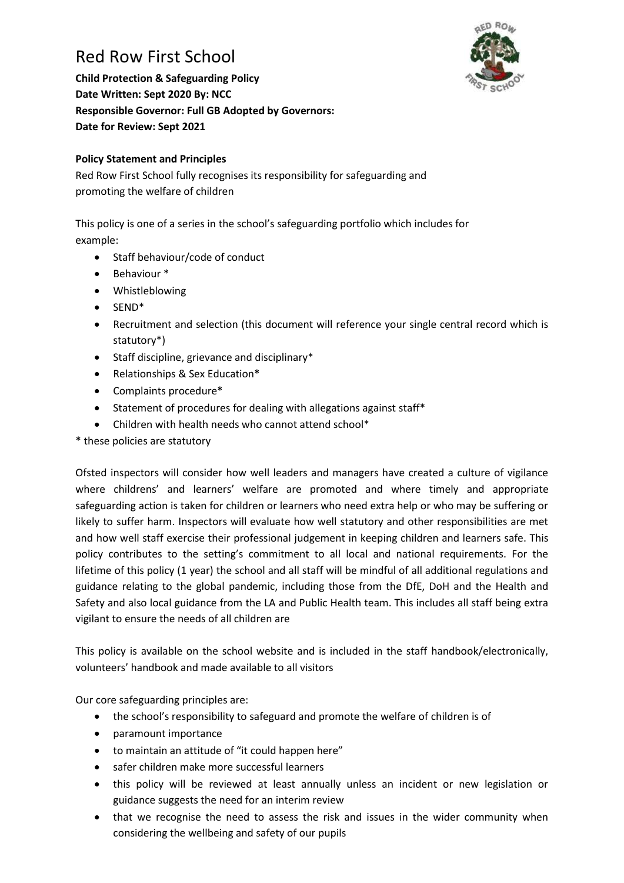# Red Row First School

**Child Protection & Safeguarding Policy**
**Date Written: Sept 2020 By: NCC**
**Responsible Governor: Full GB Adopted by Governors:**
**Date for Review: Sept 2021**

**Policy Statement and Principles**

Red Row First School fully recognises its responsibility for safeguarding and promoting the welfare of children

This policy is one of a series in the school's safeguarding portfolio which includes for example:

- Staff behaviour/code of conduct
- Behaviour *
- Whistleblowing
- SEND*
- Recruitment and selection (this document will reference your single central record which is statutory*)
- Staff discipline, grievance and disciplinary*
- Relationships & Sex Education*
- Complaints procedure*
- Statement of procedures for dealing with allegations against staff*
- Children with health needs who cannot attend school*

* these policies are statutory

Ofsted inspectors will consider how well leaders and managers have created a culture of vigilance where childrens' and learners' welfare are promoted and where timely and appropriate safeguarding action is taken for children or learners who need extra help or who may be suffering or likely to suffer harm. Inspectors will evaluate how well statutory and other responsibilities are met and how well staff exercise their professional judgement in keeping children and learners safe. This policy contributes to the setting's commitment to all local and national requirements. For the lifetime of this policy (1 year) the school and all staff will be mindful of all additional regulations and guidance relating to the global pandemic, including those from the DfE, DoH and the Health and Safety and also local guidance from the LA and Public Health team. This includes all staff being extra vigilant to ensure the needs of all children are

This policy is available on the school website and is included in the staff handbook/electronically, volunteers' handbook and made available to all visitors

Our core safeguarding principles are:

- the school's responsibility to safeguard and promote the welfare of children is of
- paramount importance
- to maintain an attitude of "it could happen here"
- safer children make more successful learners
- this policy will be reviewed at least annually unless an incident or new legislation or guidance suggests the need for an interim review
- that we recognise the need to assess the risk and issues in the wider community when considering the wellbeing and safety of our pupils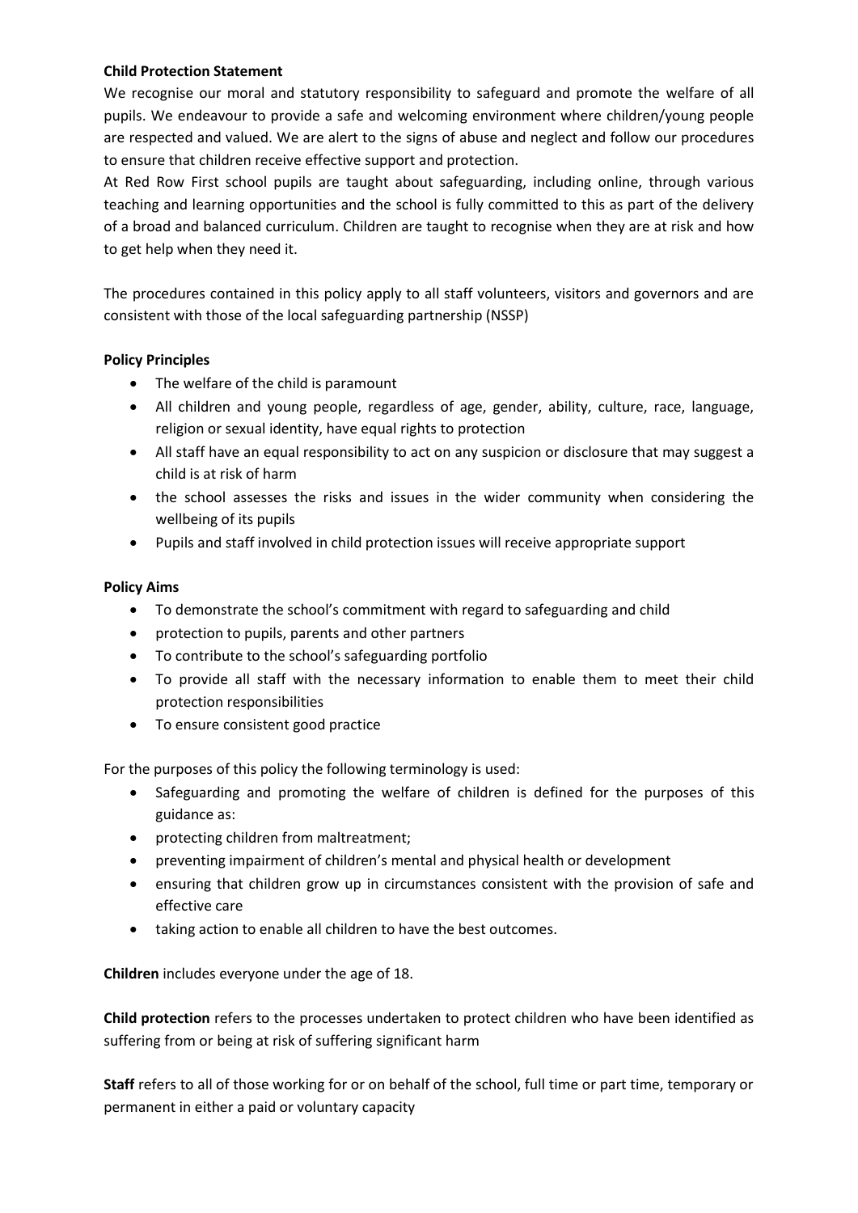**Child Protection Statement**

We recognise our moral and statutory responsibility to safeguard and promote the welfare of all pupils. We endeavour to provide a safe and welcoming environment where children/young people are respected and valued. We are alert to the signs of abuse and neglect and follow our procedures to ensure that children receive effective support and protection.

At Red Row First school pupils are taught about safeguarding, including online, through various teaching and learning opportunities and the school is fully committed to this as part of the delivery of a broad and balanced curriculum. Children are taught to recognise when they are at risk and how to get help when they need it.

The procedures contained in this policy apply to all staff volunteers, visitors and governors and are consistent with those of the local safeguarding partnership (NSSP)

**Policy Principles**

- The welfare of the child is paramount
- All children and young people, regardless of age, gender, ability, culture, race, language, religion or sexual identity, have equal rights to protection
- All staff have an equal responsibility to act on any suspicion or disclosure that may suggest a child is at risk of harm
- the school assesses the risks and issues in the wider community when considering the wellbeing of its pupils
- Pupils and staff involved in child protection issues will receive appropriate support

**Policy Aims**

- To demonstrate the school's commitment with regard to safeguarding and child
- protection to pupils, parents and other partners
- To contribute to the school's safeguarding portfolio
- To provide all staff with the necessary information to enable them to meet their child protection responsibilities
- To ensure consistent good practice

For the purposes of this policy the following terminology is used:

- Safeguarding and promoting the welfare of children is defined for the purposes of this guidance as:
- protecting children from maltreatment;
- preventing impairment of children's mental and physical health or development
- ensuring that children grow up in circumstances consistent with the provision of safe and effective care
- taking action to enable all children to have the best outcomes.

**Children** includes everyone under the age of 18.

**Child protection** refers to the processes undertaken to protect children who have been identified as suffering from or being at risk of suffering significant harm

**Staff** refers to all of those working for or on behalf of the school, full time or part time, temporary or permanent in either a paid or voluntary capacity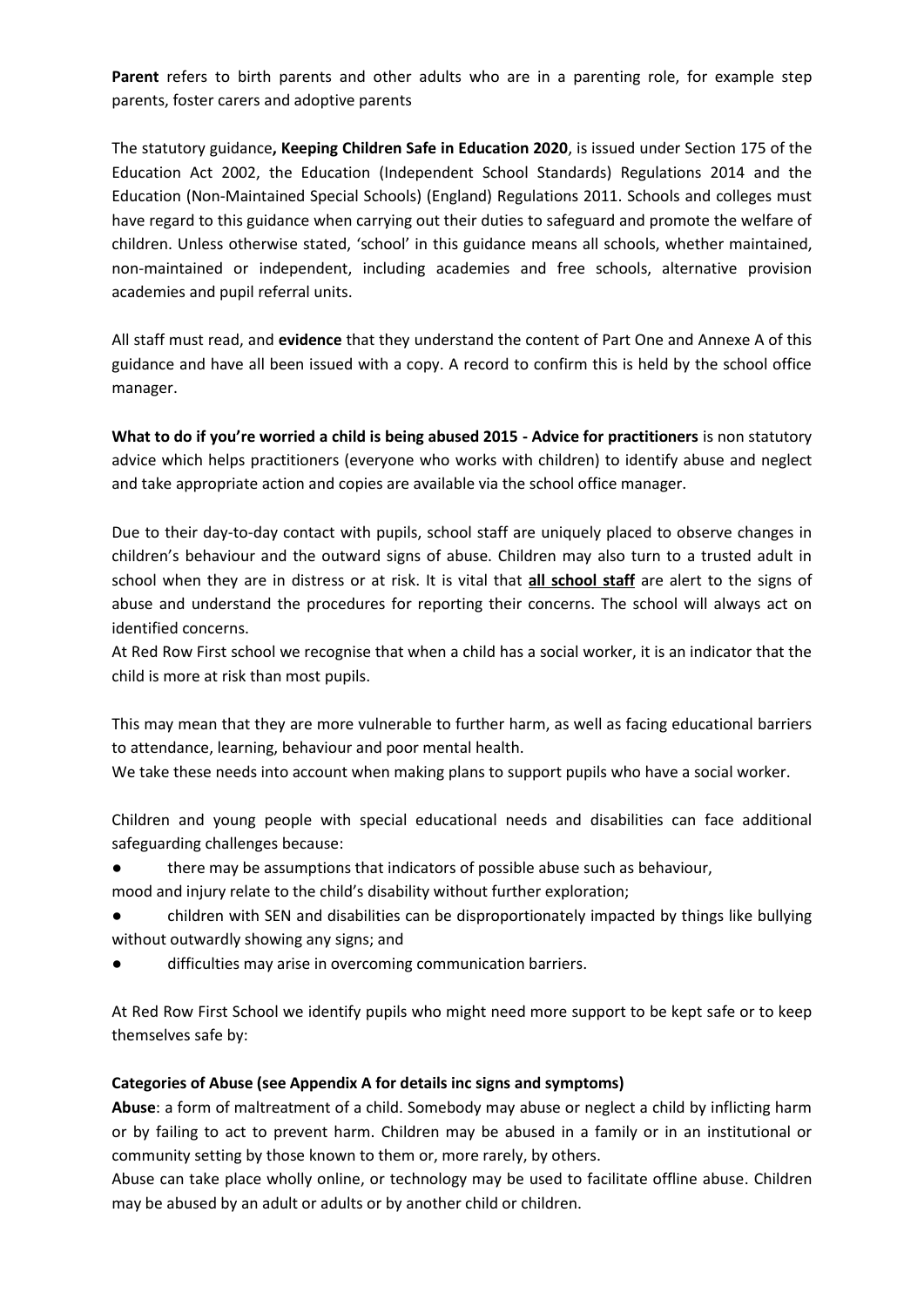**Parent** refers to birth parents and other adults who are in a parenting role, for example step parents, foster carers and adoptive parents

The statutory guidance**, Keeping Children Safe in Education 2020**, is issued under Section 175 of the Education Act 2002, the Education (Independent School Standards) Regulations 2014 and the Education (Non-Maintained Special Schools) (England) Regulations 2011. Schools and colleges must have regard to this guidance when carrying out their duties to safeguard and promote the welfare of children. Unless otherwise stated, 'school' in this guidance means all schools, whether maintained, non-maintained or independent, including academies and free schools, alternative provision academies and pupil referral units.

All staff must read, and **evidence** that they understand the content of Part One and Annexe A of this guidance and have all been issued with a copy. A record to confirm this is held by the school office manager.

**What to do if you're worried a child is being abused 2015 - Advice for practitioners** is non statutory advice which helps practitioners (everyone who works with children) to identify abuse and neglect and take appropriate action and copies are available via the school office manager.

Due to their day-to-day contact with pupils, school staff are uniquely placed to observe changes in children's behaviour and the outward signs of abuse. Children may also turn to a trusted adult in school when they are in distress or at risk. It is vital that **all school staff** are alert to the signs of abuse and understand the procedures for reporting their concerns. The school will always act on identified concerns.
At Red Row First school we recognise that when a child has a social worker, it is an indicator that the child is more at risk than most pupils.

This may mean that they are more vulnerable to further harm, as well as facing educational barriers to attendance, learning, behaviour and poor mental health.
We take these needs into account when making plans to support pupils who have a social worker.

Children and young people with special educational needs and disabilities can face additional safeguarding challenges because:

- there may be assumptions that indicators of possible abuse such as behaviour, mood and injury relate to the child's disability without further exploration;
- children with SEN and disabilities can be disproportionately impacted by things like bullying without outwardly showing any signs; and
- difficulties may arise in overcoming communication barriers.

At Red Row First School we identify pupils who might need more support to be kept safe or to keep themselves safe by:

**Categories of Abuse (see Appendix A for details inc signs and symptoms)**

**Abuse**: a form of maltreatment of a child. Somebody may abuse or neglect a child by inflicting harm or by failing to act to prevent harm. Children may be abused in a family or in an institutional or community setting by those known to them or, more rarely, by others.
Abuse can take place wholly online, or technology may be used to facilitate offline abuse. Children may be abused by an adult or adults or by another child or children.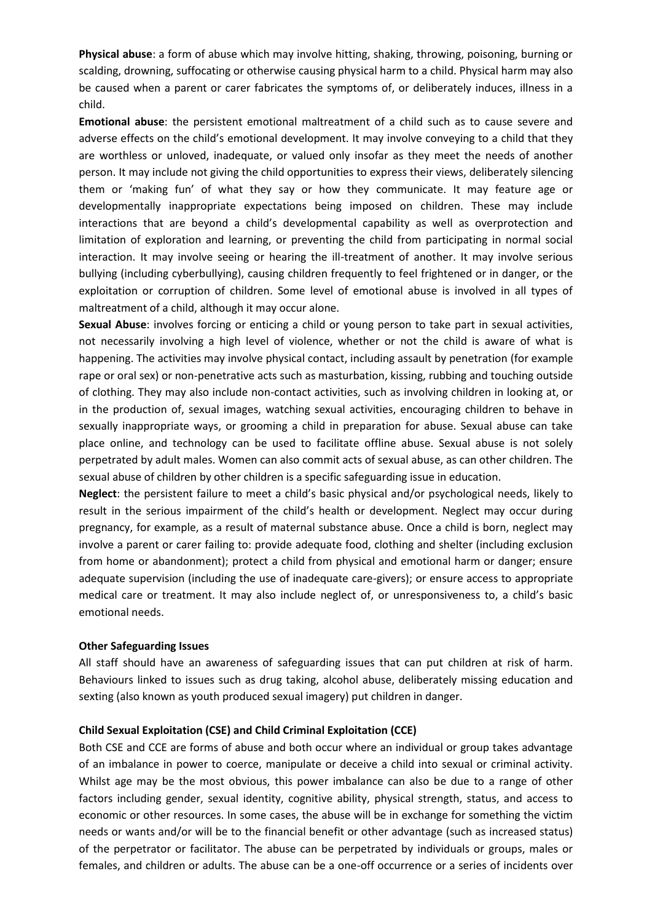**Physical abuse**: a form of abuse which may involve hitting, shaking, throwing, poisoning, burning or scalding, drowning, suffocating or otherwise causing physical harm to a child. Physical harm may also be caused when a parent or carer fabricates the symptoms of, or deliberately induces, illness in a child.

**Emotional abuse**: the persistent emotional maltreatment of a child such as to cause severe and adverse effects on the child's emotional development. It may involve conveying to a child that they are worthless or unloved, inadequate, or valued only insofar as they meet the needs of another person. It may include not giving the child opportunities to express their views, deliberately silencing them or 'making fun' of what they say or how they communicate. It may feature age or developmentally inappropriate expectations being imposed on children. These may include interactions that are beyond a child's developmental capability as well as overprotection and limitation of exploration and learning, or preventing the child from participating in normal social interaction. It may involve seeing or hearing the ill-treatment of another. It may involve serious bullying (including cyberbullying), causing children frequently to feel frightened or in danger, or the exploitation or corruption of children. Some level of emotional abuse is involved in all types of maltreatment of a child, although it may occur alone.

**Sexual Abuse**: involves forcing or enticing a child or young person to take part in sexual activities, not necessarily involving a high level of violence, whether or not the child is aware of what is happening. The activities may involve physical contact, including assault by penetration (for example rape or oral sex) or non-penetrative acts such as masturbation, kissing, rubbing and touching outside of clothing. They may also include non-contact activities, such as involving children in looking at, or in the production of, sexual images, watching sexual activities, encouraging children to behave in sexually inappropriate ways, or grooming a child in preparation for abuse. Sexual abuse can take place online, and technology can be used to facilitate offline abuse. Sexual abuse is not solely perpetrated by adult males. Women can also commit acts of sexual abuse, as can other children. The sexual abuse of children by other children is a specific safeguarding issue in education.

**Neglect**: the persistent failure to meet a child's basic physical and/or psychological needs, likely to result in the serious impairment of the child's health or development. Neglect may occur during pregnancy, for example, as a result of maternal substance abuse. Once a child is born, neglect may involve a parent or carer failing to: provide adequate food, clothing and shelter (including exclusion from home or abandonment); protect a child from physical and emotional harm or danger; ensure adequate supervision (including the use of inadequate care-givers); or ensure access to appropriate medical care or treatment. It may also include neglect of, or unresponsiveness to, a child's basic emotional needs.

**Other Safeguarding Issues**

All staff should have an awareness of safeguarding issues that can put children at risk of harm. Behaviours linked to issues such as drug taking, alcohol abuse, deliberately missing education and sexting (also known as youth produced sexual imagery) put children in danger.

**Child Sexual Exploitation (CSE) and Child Criminal Exploitation (CCE)**

Both CSE and CCE are forms of abuse and both occur where an individual or group takes advantage of an imbalance in power to coerce, manipulate or deceive a child into sexual or criminal activity. Whilst age may be the most obvious, this power imbalance can also be due to a range of other factors including gender, sexual identity, cognitive ability, physical strength, status, and access to economic or other resources. In some cases, the abuse will be in exchange for something the victim needs or wants and/or will be to the financial benefit or other advantage (such as increased status) of the perpetrator or facilitator. The abuse can be perpetrated by individuals or groups, males or females, and children or adults. The abuse can be a one-off occurrence or a series of incidents over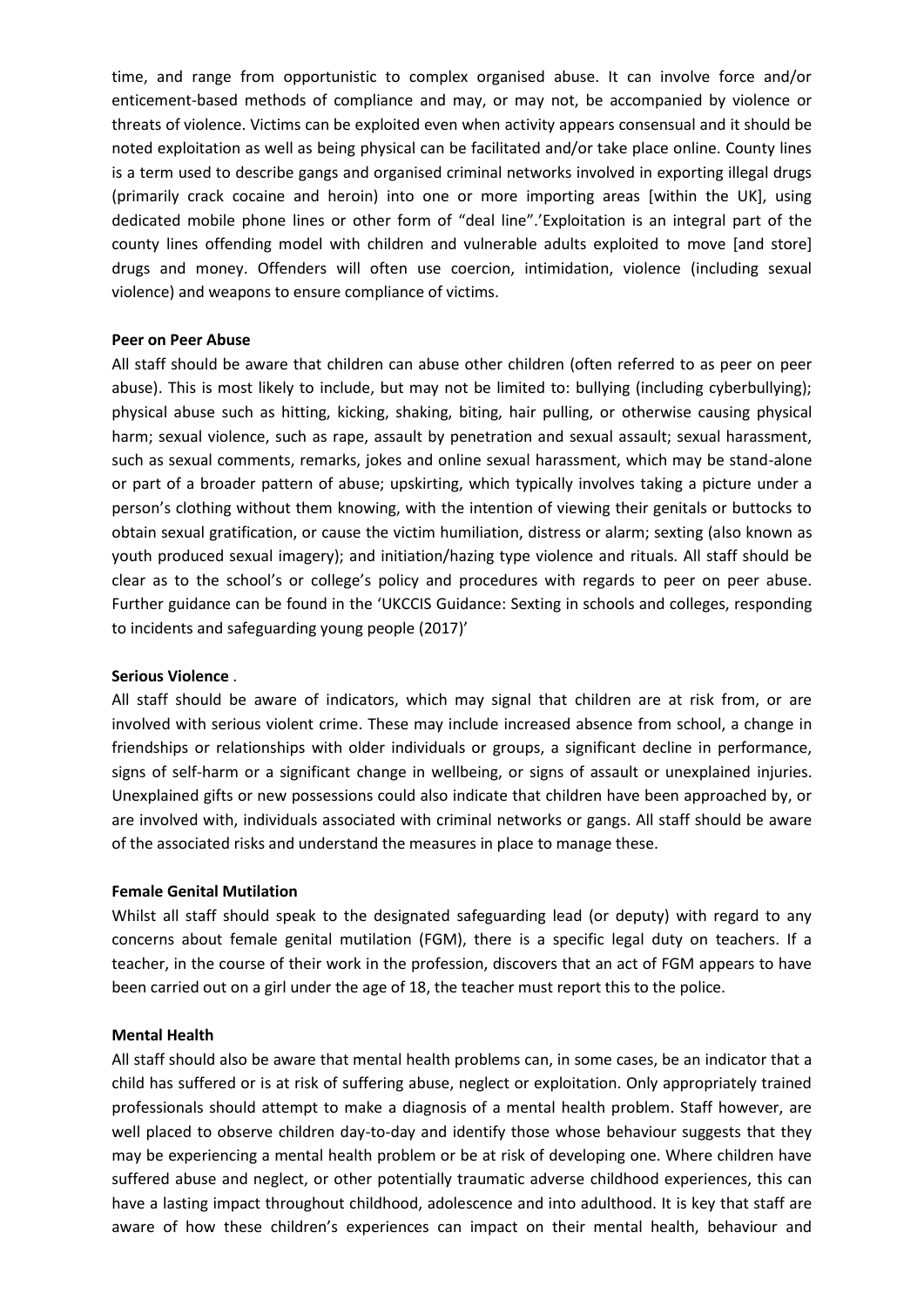time, and range from opportunistic to complex organised abuse. It can involve force and/or enticement-based methods of compliance and may, or may not, be accompanied by violence or threats of violence. Victims can be exploited even when activity appears consensual and it should be noted exploitation as well as being physical can be facilitated and/or take place online. County lines is a term used to describe gangs and organised criminal networks involved in exporting illegal drugs (primarily crack cocaine and heroin) into one or more importing areas [within the UK], using dedicated mobile phone lines or other form of "deal line".'Exploitation is an integral part of the county lines offending model with children and vulnerable adults exploited to move [and store] drugs and money. Offenders will often use coercion, intimidation, violence (including sexual violence) and weapons to ensure compliance of victims.

**Peer on Peer Abuse**

All staff should be aware that children can abuse other children (often referred to as peer on peer abuse). This is most likely to include, but may not be limited to: bullying (including cyberbullying); physical abuse such as hitting, kicking, shaking, biting, hair pulling, or otherwise causing physical harm; sexual violence, such as rape, assault by penetration and sexual assault; sexual harassment, such as sexual comments, remarks, jokes and online sexual harassment, which may be stand-alone or part of a broader pattern of abuse; upskirting, which typically involves taking a picture under a person's clothing without them knowing, with the intention of viewing their genitals or buttocks to obtain sexual gratification, or cause the victim humiliation, distress or alarm; sexting (also known as youth produced sexual imagery); and initiation/hazing type violence and rituals. All staff should be clear as to the school's or college's policy and procedures with regards to peer on peer abuse. Further guidance can be found in the 'UKCCIS Guidance: Sexting in schools and colleges, responding to incidents and safeguarding young people (2017)'

**Serious Violence** .

All staff should be aware of indicators, which may signal that children are at risk from, or are involved with serious violent crime. These may include increased absence from school, a change in friendships or relationships with older individuals or groups, a significant decline in performance, signs of self-harm or a significant change in wellbeing, or signs of assault or unexplained injuries. Unexplained gifts or new possessions could also indicate that children have been approached by, or are involved with, individuals associated with criminal networks or gangs. All staff should be aware of the associated risks and understand the measures in place to manage these.

**Female Genital Mutilation**

Whilst all staff should speak to the designated safeguarding lead (or deputy) with regard to any concerns about female genital mutilation (FGM), there is a specific legal duty on teachers. If a teacher, in the course of their work in the profession, discovers that an act of FGM appears to have been carried out on a girl under the age of 18, the teacher must report this to the police.

**Mental Health**

All staff should also be aware that mental health problems can, in some cases, be an indicator that a child has suffered or is at risk of suffering abuse, neglect or exploitation. Only appropriately trained professionals should attempt to make a diagnosis of a mental health problem. Staff however, are well placed to observe children day-to-day and identify those whose behaviour suggests that they may be experiencing a mental health problem or be at risk of developing one. Where children have suffered abuse and neglect, or other potentially traumatic adverse childhood experiences, this can have a lasting impact throughout childhood, adolescence and into adulthood. It is key that staff are aware of how these children's experiences can impact on their mental health, behaviour and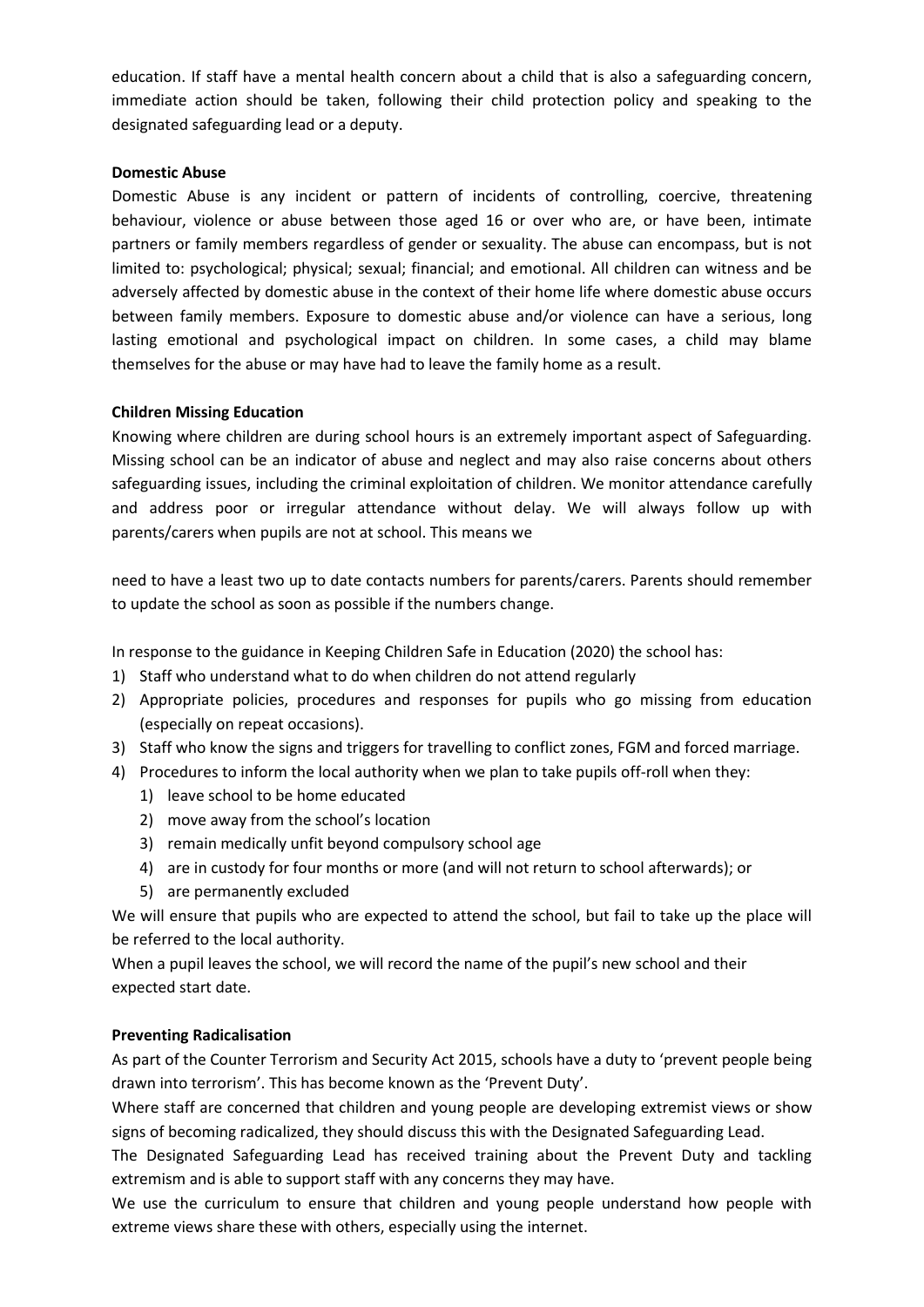education. If staff have a mental health concern about a child that is also a safeguarding concern, immediate action should be taken, following their child protection policy and speaking to the designated safeguarding lead or a deputy.

**Domestic Abuse**

Domestic Abuse is any incident or pattern of incidents of controlling, coercive, threatening behaviour, violence or abuse between those aged 16 or over who are, or have been, intimate partners or family members regardless of gender or sexuality. The abuse can encompass, but is not limited to: psychological; physical; sexual; financial; and emotional. All children can witness and be adversely affected by domestic abuse in the context of their home life where domestic abuse occurs between family members. Exposure to domestic abuse and/or violence can have a serious, long lasting emotional and psychological impact on children. In some cases, a child may blame themselves for the abuse or may have had to leave the family home as a result.

**Children Missing Education**

Knowing where children are during school hours is an extremely important aspect of Safeguarding. Missing school can be an indicator of abuse and neglect and may also raise concerns about others safeguarding issues, including the criminal exploitation of children. We monitor attendance carefully and address poor or irregular attendance without delay. We will always follow up with parents/carers when pupils are not at school. This means we

need to have a least two up to date contacts numbers for parents/carers. Parents should remember to update the school as soon as possible if the numbers change.

In response to the guidance in Keeping Children Safe in Education (2020) the school has:

1) Staff who understand what to do when children do not attend regularly
2) Appropriate policies, procedures and responses for pupils who go missing from education (especially on repeat occasions).
3) Staff who know the signs and triggers for travelling to conflict zones, FGM and forced marriage.
4) Procedures to inform the local authority when we plan to take pupils off-roll when they:
    1) leave school to be home educated
    2) move away from the school's location
    3) remain medically unfit beyond compulsory school age
    4) are in custody for four months or more (and will not return to school afterwards); or
    5) are permanently excluded

We will ensure that pupils who are expected to attend the school, but fail to take up the place will be referred to the local authority.

When a pupil leaves the school, we will record the name of the pupil's new school and their expected start date.

**Preventing Radicalisation**

As part of the Counter Terrorism and Security Act 2015, schools have a duty to 'prevent people being drawn into terrorism'. This has become known as the 'Prevent Duty'.

Where staff are concerned that children and young people are developing extremist views or show signs of becoming radicalized, they should discuss this with the Designated Safeguarding Lead.

The Designated Safeguarding Lead has received training about the Prevent Duty and tackling extremism and is able to support staff with any concerns they may have.

We use the curriculum to ensure that children and young people understand how people with extreme views share these with others, especially using the internet.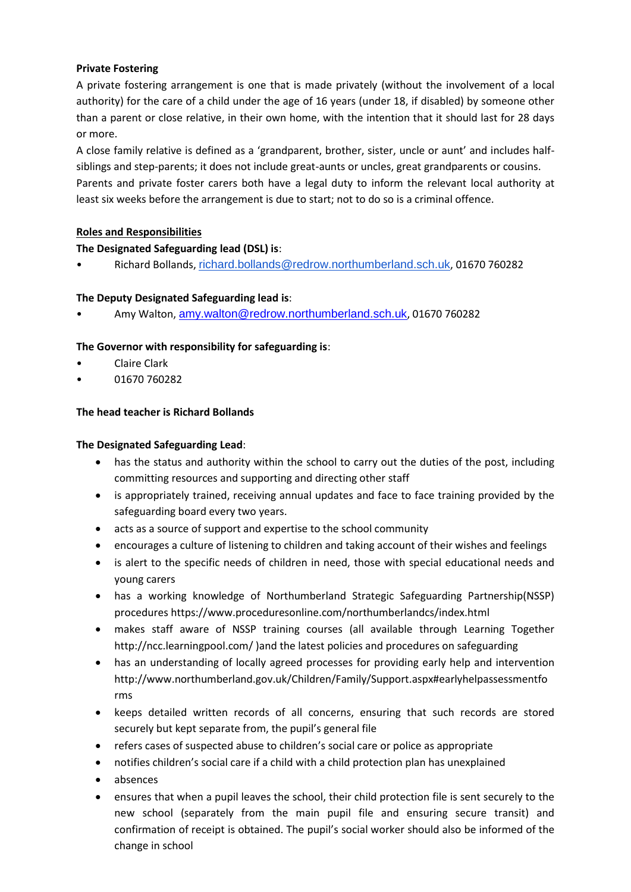**Private Fostering**

A private fostering arrangement is one that is made privately (without the involvement of a local authority) for the care of a child under the age of 16 years (under 18, if disabled) by someone other than a parent or close relative, in their own home, with the intention that it should last for 28 days or more.

A close family relative is defined as a 'grandparent, brother, sister, uncle or aunt' and includes half-siblings and step-parents; it does not include great-aunts or uncles, great grandparents or cousins.

Parents and private foster carers both have a legal duty to inform the relevant local authority at least six weeks before the arrangement is due to start; not to do so is a criminal offence.

**Roles and Responsibilities**

**The Designated Safeguarding lead (DSL) is**:

- Richard Bollands, richard.bollands@redrow.northumberland.sch.uk, 01670 760282

**The Deputy Designated Safeguarding lead is**:

- Amy Walton, amy.walton@redrow.northumberland.sch.uk, 01670 760282

**The Governor with responsibility for safeguarding is**:

- Claire Clark
- 01670 760282

**The head teacher is Richard Bollands**

**The Designated Safeguarding Lead**:

- has the status and authority within the school to carry out the duties of the post, including committing resources and supporting and directing other staff
- is appropriately trained, receiving annual updates and face to face training provided by the safeguarding board every two years.
- acts as a source of support and expertise to the school community
- encourages a culture of listening to children and taking account of their wishes and feelings
- is alert to the specific needs of children in need, those with special educational needs and young carers
- has a working knowledge of Northumberland Strategic Safeguarding Partnership(NSSP) procedures https://www.proceduresonline.com/northumberlandcs/index.html
- makes staff aware of NSSP training courses (all available through Learning Together http://ncc.learningpool.com/ )and the latest policies and procedures on safeguarding
- has an understanding of locally agreed processes for providing early help and intervention http://www.northumberland.gov.uk/Children/Family/Support.aspx#earlyhelpassessmentforms
- keeps detailed written records of all concerns, ensuring that such records are stored securely but kept separate from, the pupil's general file
- refers cases of suspected abuse to children's social care or police as appropriate
- notifies children's social care if a child with a child protection plan has unexplained
- absences
- ensures that when a pupil leaves the school, their child protection file is sent securely to the new school (separately from the main pupil file and ensuring secure transit) and confirmation of receipt is obtained. The pupil's social worker should also be informed of the change in school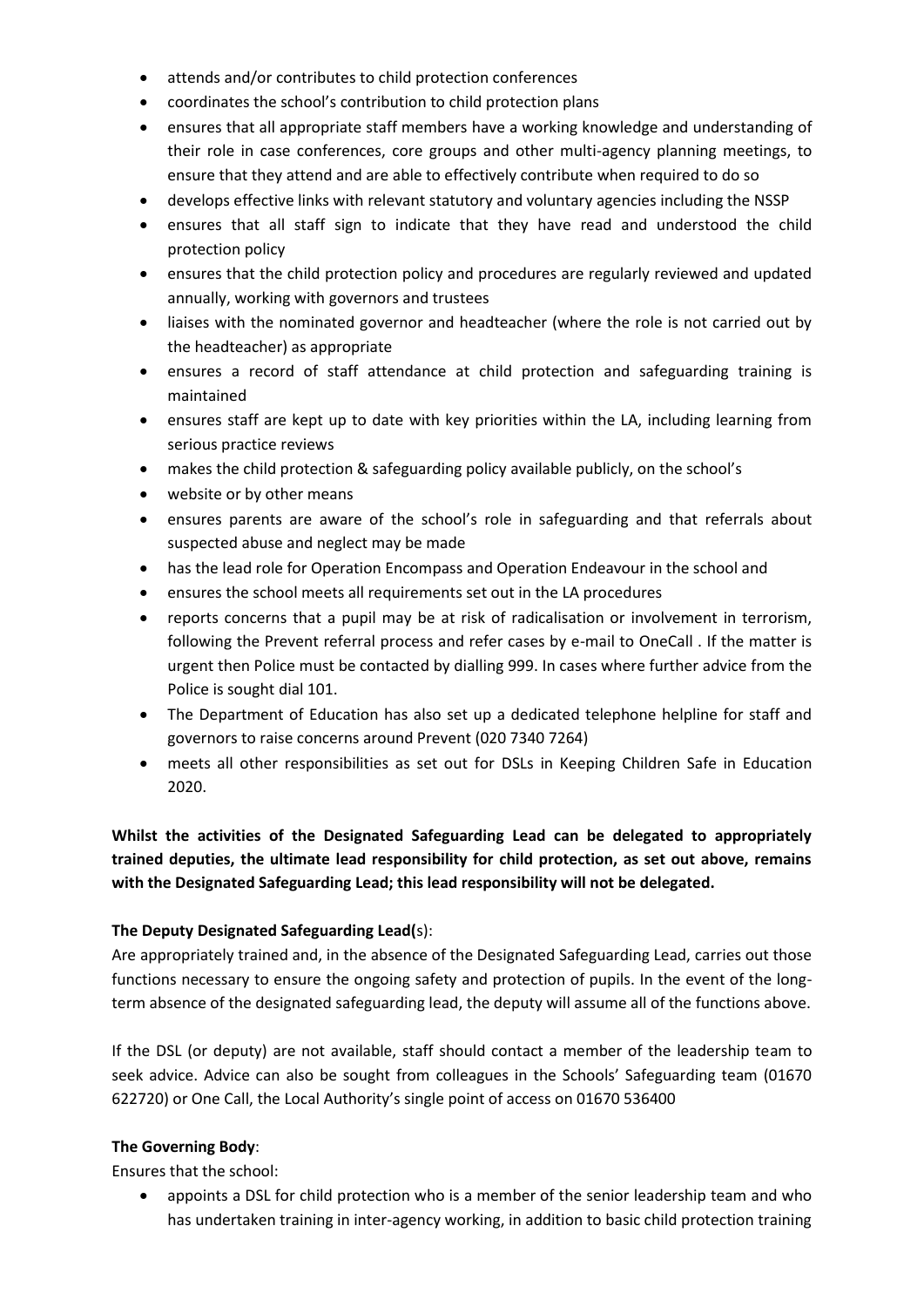- attends and/or contributes to child protection conferences
- coordinates the school's contribution to child protection plans
- ensures that all appropriate staff members have a working knowledge and understanding of their role in case conferences, core groups and other multi-agency planning meetings, to ensure that they attend and are able to effectively contribute when required to do so
- develops effective links with relevant statutory and voluntary agencies including the NSSP
- ensures that all staff sign to indicate that they have read and understood the child protection policy
- ensures that the child protection policy and procedures are regularly reviewed and updated annually, working with governors and trustees
- liaises with the nominated governor and headteacher (where the role is not carried out by the headteacher) as appropriate
- ensures a record of staff attendance at child protection and safeguarding training is maintained
- ensures staff are kept up to date with key priorities within the LA, including learning from serious practice reviews
- makes the child protection & safeguarding policy available publicly, on the school's
- website or by other means
- ensures parents are aware of the school's role in safeguarding and that referrals about suspected abuse and neglect may be made
- has the lead role for Operation Encompass and Operation Endeavour in the school and
- ensures the school meets all requirements set out in the LA procedures
- reports concerns that a pupil may be at risk of radicalisation or involvement in terrorism, following the Prevent referral process and refer cases by e-mail to OneCall . If the matter is urgent then Police must be contacted by dialling 999. In cases where further advice from the Police is sought dial 101.
- The Department of Education has also set up a dedicated telephone helpline for staff and governors to raise concerns around Prevent (020 7340 7264)
- meets all other responsibilities as set out for DSLs in Keeping Children Safe in Education 2020.

**Whilst the activities of the Designated Safeguarding Lead can be delegated to appropriately trained deputies, the ultimate lead responsibility for child protection, as set out above, remains with the Designated Safeguarding Lead; this lead responsibility will not be delegated.**

**The Deputy Designated Safeguarding Lead(**s):

Are appropriately trained and, in the absence of the Designated Safeguarding Lead, carries out those functions necessary to ensure the ongoing safety and protection of pupils. In the event of the long-term absence of the designated safeguarding lead, the deputy will assume all of the functions above.

If the DSL (or deputy) are not available, staff should contact a member of the leadership team to seek advice. Advice can also be sought from colleagues in the Schools' Safeguarding team (01670 622720) or One Call, the Local Authority's single point of access on 01670 536400

**The Governing Body**:

Ensures that the school:

- appoints a DSL for child protection who is a member of the senior leadership team and who has undertaken training in inter-agency working, in addition to basic child protection training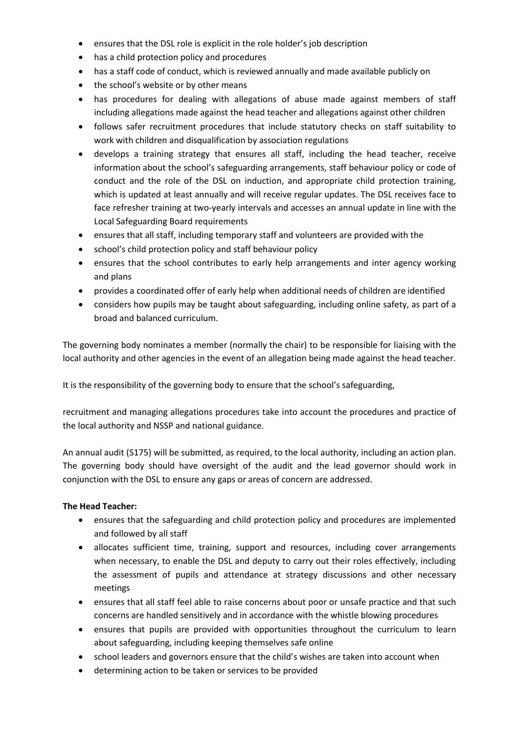- ensures that the DSL role is explicit in the role holder's job description
- has a child protection policy and procedures
- has a staff code of conduct, which is reviewed annually and made available publicly on
- the school's website or by other means
- has procedures for dealing with allegations of abuse made against members of staff including allegations made against the head teacher and allegations against other children
- follows safer recruitment procedures that include statutory checks on staff suitability to work with children and disqualification by association regulations
- develops a training strategy that ensures all staff, including the head teacher, receive information about the school's safeguarding arrangements, staff behaviour policy or code of conduct and the role of the DSL on induction, and appropriate child protection training, which is updated at least annually and will receive regular updates. The DSL receives face to face refresher training at two-yearly intervals and accesses an annual update in line with the Local Safeguarding Board requirements
- ensures that all staff, including temporary staff and volunteers are provided with the
- school's child protection policy and staff behaviour policy
- ensures that the school contributes to early help arrangements and inter agency working and plans
- provides a coordinated offer of early help when additional needs of children are identified
- considers how pupils may be taught about safeguarding, including online safety, as part of a broad and balanced curriculum.

The governing body nominates a member (normally the chair) to be responsible for liaising with the local authority and other agencies in the event of an allegation being made against the head teacher.

It is the responsibility of the governing body to ensure that the school's safeguarding,

recruitment and managing allegations procedures take into account the procedures and practice of the local authority and NSSP and national guidance.

An annual audit (S175) will be submitted, as required, to the local authority, including an action plan. The governing body should have oversight of the audit and the lead governor should work in conjunction with the DSL to ensure any gaps or areas of concern are addressed.

**The Head Teacher:**

- ensures that the safeguarding and child protection policy and procedures are implemented and followed by all staff
- allocates sufficient time, training, support and resources, including cover arrangements when necessary, to enable the DSL and deputy to carry out their roles effectively, including the assessment of pupils and attendance at strategy discussions and other necessary meetings
- ensures that all staff feel able to raise concerns about poor or unsafe practice and that such concerns are handled sensitively and in accordance with the whistle blowing procedures
- ensures that pupils are provided with opportunities throughout the curriculum to learn about safeguarding, including keeping themselves safe online
- school leaders and governors ensure that the child's wishes are taken into account when
- determining action to be taken or services to be provided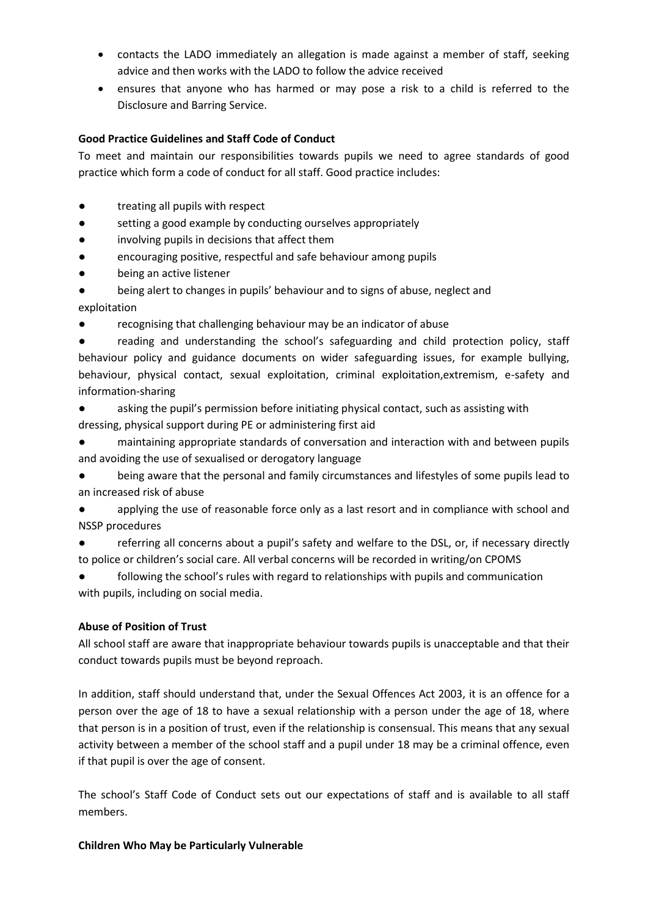- contacts the LADO immediately an allegation is made against a member of staff, seeking advice and then works with the LADO to follow the advice received
- ensures that anyone who has harmed or may pose a risk to a child is referred to the Disclosure and Barring Service.

**Good Practice Guidelines and Staff Code of Conduct**

To meet and maintain our responsibilities towards pupils we need to agree standards of good practice which form a code of conduct for all staff. Good practice includes:

- treating all pupils with respect
- setting a good example by conducting ourselves appropriately
- involving pupils in decisions that affect them
- encouraging positive, respectful and safe behaviour among pupils
- being an active listener
- being alert to changes in pupils' behaviour and to signs of abuse, neglect and exploitation
- recognising that challenging behaviour may be an indicator of abuse
- reading and understanding the school's safeguarding and child protection policy, staff behaviour policy and guidance documents on wider safeguarding issues, for example bullying, behaviour, physical contact, sexual exploitation, criminal exploitation,extremism, e-safety and information-sharing
- asking the pupil's permission before initiating physical contact, such as assisting with dressing, physical support during PE or administering first aid
- maintaining appropriate standards of conversation and interaction with and between pupils and avoiding the use of sexualised or derogatory language
- being aware that the personal and family circumstances and lifestyles of some pupils lead to an increased risk of abuse
- applying the use of reasonable force only as a last resort and in compliance with school and NSSP procedures
- referring all concerns about a pupil's safety and welfare to the DSL, or, if necessary directly to police or children's social care. All verbal concerns will be recorded in writing/on CPOMS
- following the school's rules with regard to relationships with pupils and communication with pupils, including on social media.

**Abuse of Position of Trust**

All school staff are aware that inappropriate behaviour towards pupils is unacceptable and that their conduct towards pupils must be beyond reproach.

In addition, staff should understand that, under the Sexual Offences Act 2003, it is an offence for a person over the age of 18 to have a sexual relationship with a person under the age of 18, where that person is in a position of trust, even if the relationship is consensual. This means that any sexual activity between a member of the school staff and a pupil under 18 may be a criminal offence, even if that pupil is over the age of consent.

The school's Staff Code of Conduct sets out our expectations of staff and is available to all staff members.

**Children Who May be Particularly Vulnerable**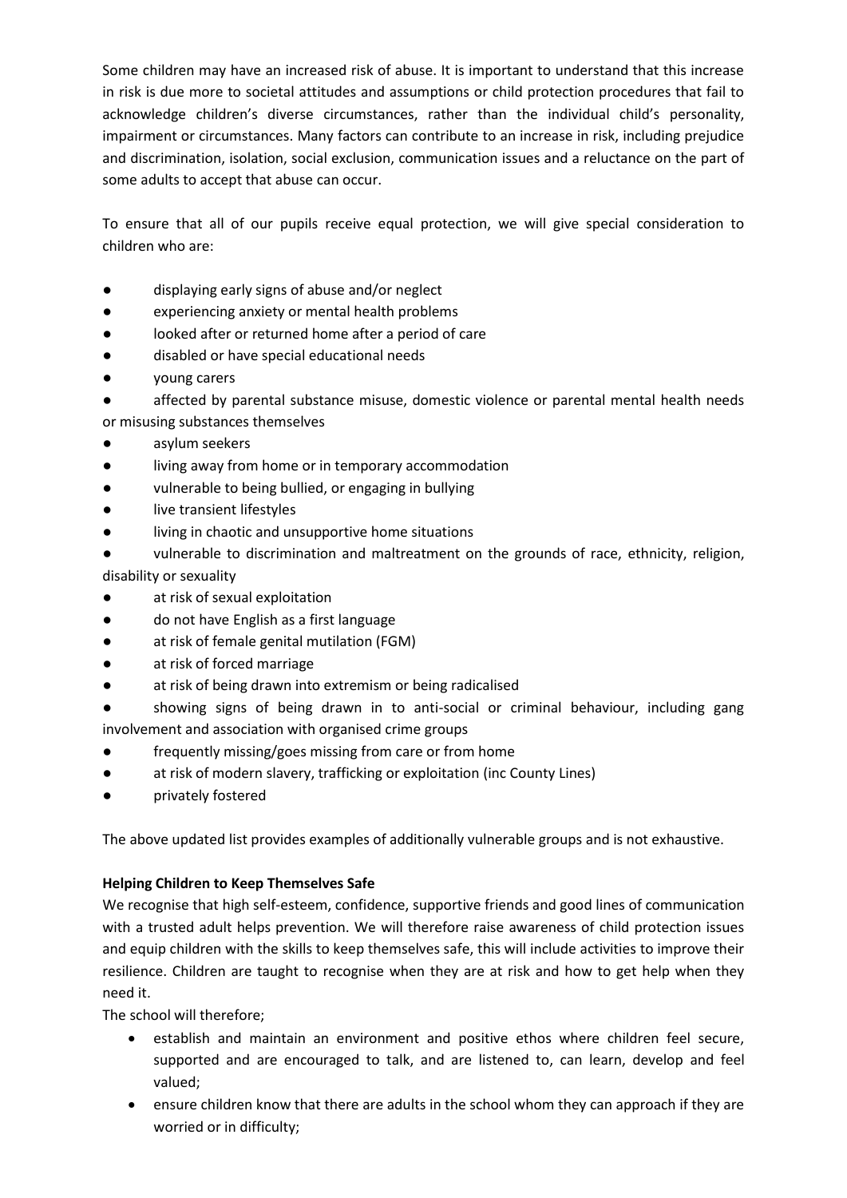Some children may have an increased risk of abuse. It is important to understand that this increase in risk is due more to societal attitudes and assumptions or child protection procedures that fail to acknowledge children's diverse circumstances, rather than the individual child's personality, impairment or circumstances. Many factors can contribute to an increase in risk, including prejudice and discrimination, isolation, social exclusion, communication issues and a reluctance on the part of some adults to accept that abuse can occur.

To ensure that all of our pupils receive equal protection, we will give special consideration to children who are:

- displaying early signs of abuse and/or neglect
- experiencing anxiety or mental health problems
- looked after or returned home after a period of care
- disabled or have special educational needs
- young carers
- affected by parental substance misuse, domestic violence or parental mental health needs or misusing substances themselves
- asylum seekers
- living away from home or in temporary accommodation
- vulnerable to being bullied, or engaging in bullying
- live transient lifestyles
- living in chaotic and unsupportive home situations
- vulnerable to discrimination and maltreatment on the grounds of race, ethnicity, religion, disability or sexuality
- at risk of sexual exploitation
- do not have English as a first language
- at risk of female genital mutilation (FGM)
- at risk of forced marriage
- at risk of being drawn into extremism or being radicalised
- showing signs of being drawn in to anti-social or criminal behaviour, including gang involvement and association with organised crime groups
- frequently missing/goes missing from care or from home
- at risk of modern slavery, trafficking or exploitation (inc County Lines)
- privately fostered

The above updated list provides examples of additionally vulnerable groups and is not exhaustive.

**Helping Children to Keep Themselves Safe**

We recognise that high self-esteem, confidence, supportive friends and good lines of communication with a trusted adult helps prevention. We will therefore raise awareness of child protection issues and equip children with the skills to keep themselves safe, this will include activities to improve their resilience. Children are taught to recognise when they are at risk and how to get help when they need it.

The school will therefore;

- establish and maintain an environment and positive ethos where children feel secure, supported and are encouraged to talk, and are listened to, can learn, develop and feel valued;
- ensure children know that there are adults in the school whom they can approach if they are worried or in difficulty;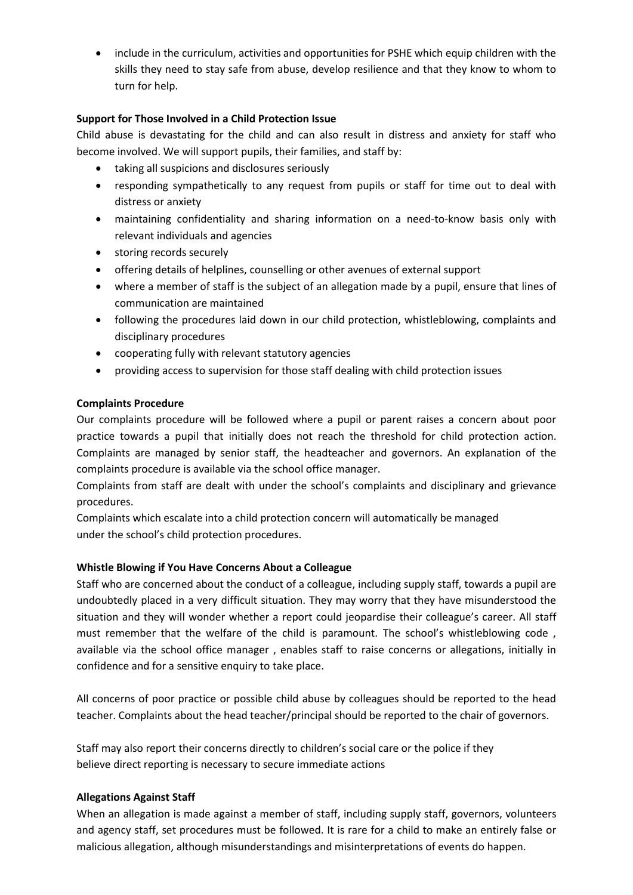- include in the curriculum, activities and opportunities for PSHE which equip children with the skills they need to stay safe from abuse, develop resilience and that they know to whom to turn for help.

**Support for Those Involved in a Child Protection Issue**

Child abuse is devastating for the child and can also result in distress and anxiety for staff who become involved. We will support pupils, their families, and staff by:

- taking all suspicions and disclosures seriously
- responding sympathetically to any request from pupils or staff for time out to deal with distress or anxiety
- maintaining confidentiality and sharing information on a need-to-know basis only with relevant individuals and agencies
- storing records securely
- offering details of helplines, counselling or other avenues of external support
- where a member of staff is the subject of an allegation made by a pupil, ensure that lines of communication are maintained
- following the procedures laid down in our child protection, whistleblowing, complaints and disciplinary procedures
- cooperating fully with relevant statutory agencies
- providing access to supervision for those staff dealing with child protection issues

**Complaints Procedure**

Our complaints procedure will be followed where a pupil or parent raises a concern about poor practice towards a pupil that initially does not reach the threshold for child protection action. Complaints are managed by senior staff, the headteacher and governors. An explanation of the complaints procedure is available via the school office manager.

Complaints from staff are dealt with under the school's complaints and disciplinary and grievance procedures.

Complaints which escalate into a child protection concern will automatically be managed under the school's child protection procedures.

**Whistle Blowing if You Have Concerns About a Colleague**

Staff who are concerned about the conduct of a colleague, including supply staff, towards a pupil are undoubtedly placed in a very difficult situation. They may worry that they have misunderstood the situation and they will wonder whether a report could jeopardise their colleague's career. All staff must remember that the welfare of the child is paramount. The school's whistleblowing code , available via the school office manager , enables staff to raise concerns or allegations, initially in confidence and for a sensitive enquiry to take place.

All concerns of poor practice or possible child abuse by colleagues should be reported to the head teacher. Complaints about the head teacher/principal should be reported to the chair of governors.

Staff may also report their concerns directly to children's social care or the police if they believe direct reporting is necessary to secure immediate actions

**Allegations Against Staff**

When an allegation is made against a member of staff, including supply staff, governors, volunteers and agency staff, set procedures must be followed. It is rare for a child to make an entirely false or malicious allegation, although misunderstandings and misinterpretations of events do happen.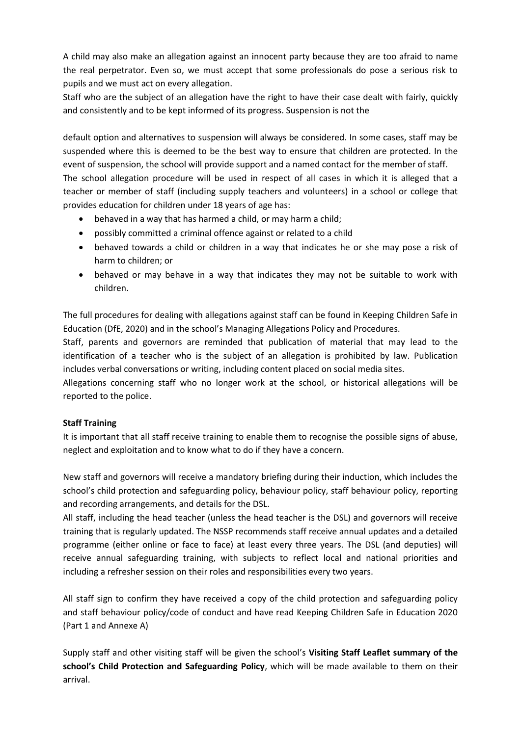A child may also make an allegation against an innocent party because they are too afraid to name the real perpetrator. Even so, we must accept that some professionals do pose a serious risk to pupils and we must act on every allegation.

Staff who are the subject of an allegation have the right to have their case dealt with fairly, quickly and consistently and to be kept informed of its progress. Suspension is not the

default option and alternatives to suspension will always be considered. In some cases, staff may be suspended where this is deemed to be the best way to ensure that children are protected. In the event of suspension, the school will provide support and a named contact for the member of staff.

The school allegation procedure will be used in respect of all cases in which it is alleged that a teacher or member of staff (including supply teachers and volunteers) in a school or college that provides education for children under 18 years of age has:

- behaved in a way that has harmed a child, or may harm a child;
- possibly committed a criminal offence against or related to a child
- behaved towards a child or children in a way that indicates he or she may pose a risk of harm to children; or
- behaved or may behave in a way that indicates they may not be suitable to work with children.

The full procedures for dealing with allegations against staff can be found in Keeping Children Safe in Education (DfE, 2020) and in the school's Managing Allegations Policy and Procedures.

Staff, parents and governors are reminded that publication of material that may lead to the identification of a teacher who is the subject of an allegation is prohibited by law. Publication includes verbal conversations or writing, including content placed on social media sites.

Allegations concerning staff who no longer work at the school, or historical allegations will be reported to the police.

**Staff Training**

It is important that all staff receive training to enable them to recognise the possible signs of abuse, neglect and exploitation and to know what to do if they have a concern.

New staff and governors will receive a mandatory briefing during their induction, which includes the school's child protection and safeguarding policy, behaviour policy, staff behaviour policy, reporting and recording arrangements, and details for the DSL.

All staff, including the head teacher (unless the head teacher is the DSL) and governors will receive training that is regularly updated. The NSSP recommends staff receive annual updates and a detailed programme (either online or face to face) at least every three years. The DSL (and deputies) will receive annual safeguarding training, with subjects to reflect local and national priorities and including a refresher session on their roles and responsibilities every two years.

All staff sign to confirm they have received a copy of the child protection and safeguarding policy and staff behaviour policy/code of conduct and have read Keeping Children Safe in Education 2020 (Part 1 and Annexe A)

Supply staff and other visiting staff will be given the school's **Visiting Staff Leaflet summary of the school's Child Protection and Safeguarding Policy**, which will be made available to them on their arrival.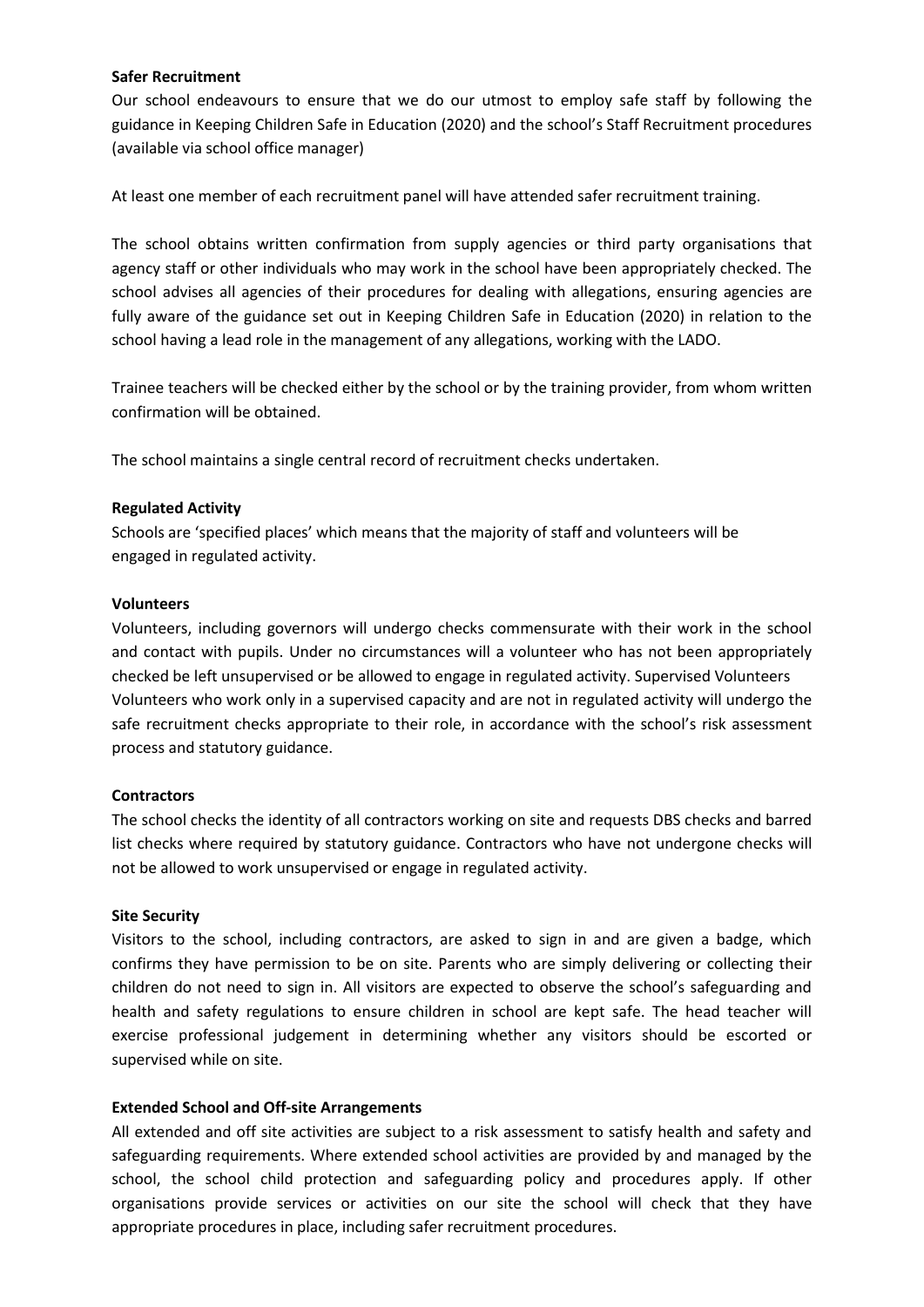**Safer Recruitment**

Our school endeavours to ensure that we do our utmost to employ safe staff by following the guidance in Keeping Children Safe in Education (2020) and the school's Staff Recruitment procedures (available via school office manager)

At least one member of each recruitment panel will have attended safer recruitment training.

The school obtains written confirmation from supply agencies or third party organisations that agency staff or other individuals who may work in the school have been appropriately checked. The school advises all agencies of their procedures for dealing with allegations, ensuring agencies are fully aware of the guidance set out in Keeping Children Safe in Education (2020) in relation to the school having a lead role in the management of any allegations, working with the LADO.

Trainee teachers will be checked either by the school or by the training provider, from whom written confirmation will be obtained.

The school maintains a single central record of recruitment checks undertaken.

**Regulated Activity**

Schools are 'specified places' which means that the majority of staff and volunteers will be engaged in regulated activity.

**Volunteers**

Volunteers, including governors will undergo checks commensurate with their work in the school and contact with pupils. Under no circumstances will a volunteer who has not been appropriately checked be left unsupervised or be allowed to engage in regulated activity. Supervised Volunteers Volunteers who work only in a supervised capacity and are not in regulated activity will undergo the safe recruitment checks appropriate to their role, in accordance with the school's risk assessment process and statutory guidance.

**Contractors**

The school checks the identity of all contractors working on site and requests DBS checks and barred list checks where required by statutory guidance. Contractors who have not undergone checks will not be allowed to work unsupervised or engage in regulated activity.

**Site Security**

Visitors to the school, including contractors, are asked to sign in and are given a badge, which confirms they have permission to be on site. Parents who are simply delivering or collecting their children do not need to sign in. All visitors are expected to observe the school's safeguarding and health and safety regulations to ensure children in school are kept safe. The head teacher will exercise professional judgement in determining whether any visitors should be escorted or supervised while on site.

**Extended School and Off-site Arrangements**

All extended and off site activities are subject to a risk assessment to satisfy health and safety and safeguarding requirements. Where extended school activities are provided by and managed by the school, the school child protection and safeguarding policy and procedures apply. If other organisations provide services or activities on our site the school will check that they have appropriate procedures in place, including safer recruitment procedures.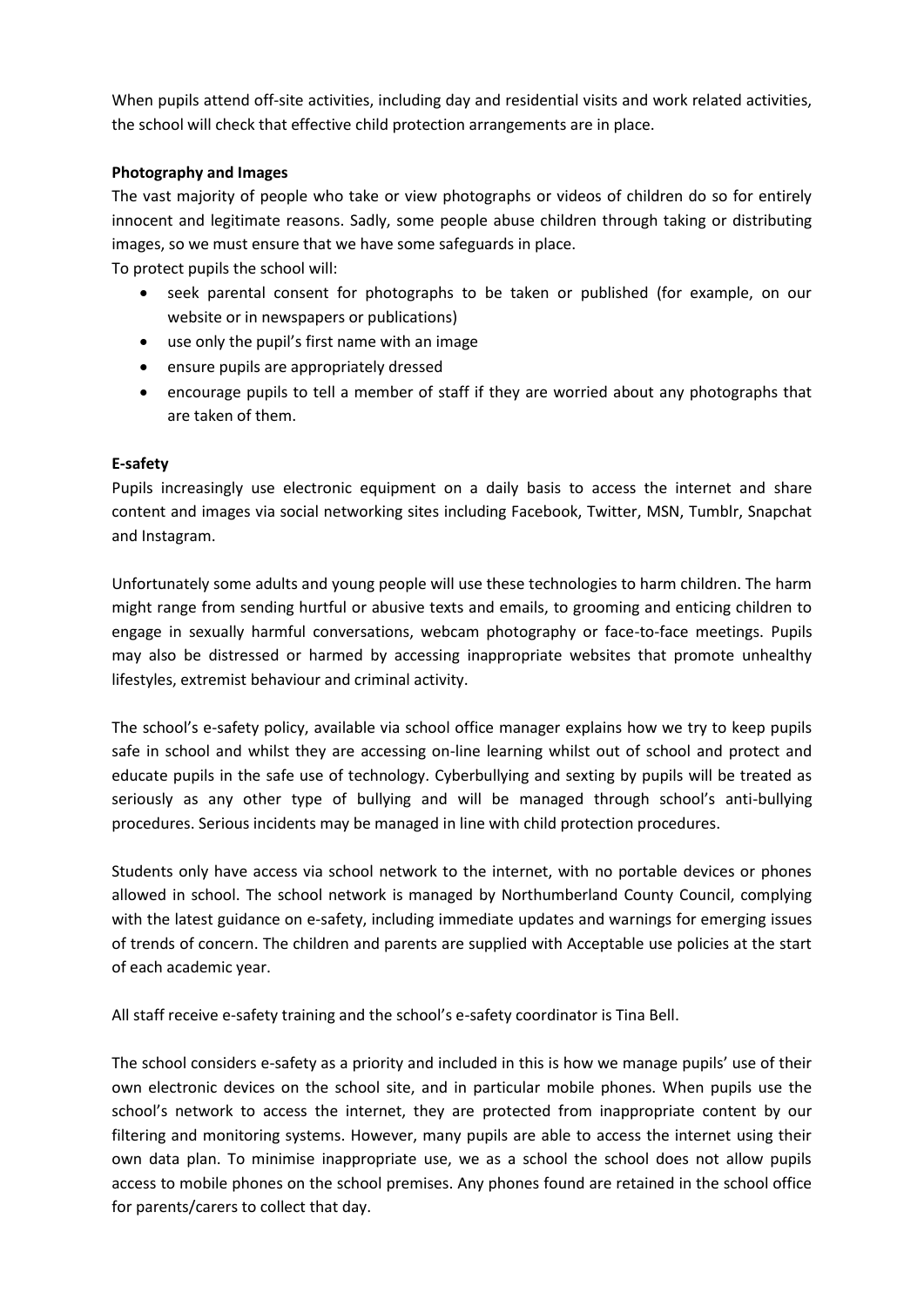When pupils attend off-site activities, including day and residential visits and work related activities, the school will check that effective child protection arrangements are in place.

**Photography and Images**

The vast majority of people who take or view photographs or videos of children do so for entirely innocent and legitimate reasons. Sadly, some people abuse children through taking or distributing images, so we must ensure that we have some safeguards in place.

To protect pupils the school will:

- seek parental consent for photographs to be taken or published (for example, on our website or in newspapers or publications)
- use only the pupil's first name with an image
- ensure pupils are appropriately dressed
- encourage pupils to tell a member of staff if they are worried about any photographs that are taken of them.

**E-safety**

Pupils increasingly use electronic equipment on a daily basis to access the internet and share content and images via social networking sites including Facebook, Twitter, MSN, Tumblr, Snapchat and Instagram.

Unfortunately some adults and young people will use these technologies to harm children. The harm might range from sending hurtful or abusive texts and emails, to grooming and enticing children to engage in sexually harmful conversations, webcam photography or face-to-face meetings. Pupils may also be distressed or harmed by accessing inappropriate websites that promote unhealthy lifestyles, extremist behaviour and criminal activity.

The school's e-safety policy, available via school office manager explains how we try to keep pupils safe in school and whilst they are accessing on-line learning whilst out of school and protect and educate pupils in the safe use of technology. Cyberbullying and sexting by pupils will be treated as seriously as any other type of bullying and will be managed through school's anti-bullying procedures. Serious incidents may be managed in line with child protection procedures.

Students only have access via school network to the internet, with no portable devices or phones allowed in school. The school network is managed by Northumberland County Council, complying with the latest guidance on e-safety, including immediate updates and warnings for emerging issues of trends of concern. The children and parents are supplied with Acceptable use policies at the start of each academic year.

All staff receive e-safety training and the school's e-safety coordinator is Tina Bell.

The school considers e-safety as a priority and included in this is how we manage pupils' use of their own electronic devices on the school site, and in particular mobile phones. When pupils use the school's network to access the internet, they are protected from inappropriate content by our filtering and monitoring systems. However, many pupils are able to access the internet using their own data plan. To minimise inappropriate use, we as a school the school does not allow pupils access to mobile phones on the school premises. Any phones found are retained in the school office for parents/carers to collect that day.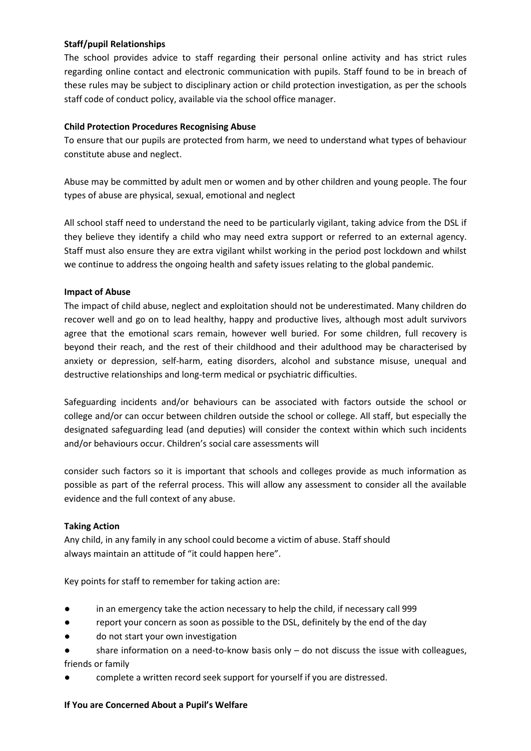**Staff/pupil Relationships**

The school provides advice to staff regarding their personal online activity and has strict rules regarding online contact and electronic communication with pupils. Staff found to be in breach of these rules may be subject to disciplinary action or child protection investigation, as per the schools staff code of conduct policy, available via the school office manager.

**Child Protection Procedures Recognising Abuse**

To ensure that our pupils are protected from harm, we need to understand what types of behaviour constitute abuse and neglect.

Abuse may be committed by adult men or women and by other children and young people. The four types of abuse are physical, sexual, emotional and neglect

All school staff need to understand the need to be particularly vigilant, taking advice from the DSL if they believe they identify a child who may need extra support or referred to an external agency. Staff must also ensure they are extra vigilant whilst working in the period post lockdown and whilst we continue to address the ongoing health and safety issues relating to the global pandemic.

**Impact of Abuse**

The impact of child abuse, neglect and exploitation should not be underestimated. Many children do recover well and go on to lead healthy, happy and productive lives, although most adult survivors agree that the emotional scars remain, however well buried. For some children, full recovery is beyond their reach, and the rest of their childhood and their adulthood may be characterised by anxiety or depression, self-harm, eating disorders, alcohol and substance misuse, unequal and destructive relationships and long-term medical or psychiatric difficulties.

Safeguarding incidents and/or behaviours can be associated with factors outside the school or college and/or can occur between children outside the school or college. All staff, but especially the designated safeguarding lead (and deputies) will consider the context within which such incidents and/or behaviours occur. Children's social care assessments will

consider such factors so it is important that schools and colleges provide as much information as possible as part of the referral process. This will allow any assessment to consider all the available evidence and the full context of any abuse.

**Taking Action**

Any child, in any family in any school could become a victim of abuse. Staff should always maintain an attitude of "it could happen here".

Key points for staff to remember for taking action are:

- in an emergency take the action necessary to help the child, if necessary call 999
- report your concern as soon as possible to the DSL, definitely by the end of the day
- do not start your own investigation
- share information on a need-to-know basis only – do not discuss the issue with colleagues, friends or family
- complete a written record seek support for yourself if you are distressed.

**If You are Concerned About a Pupil's Welfare**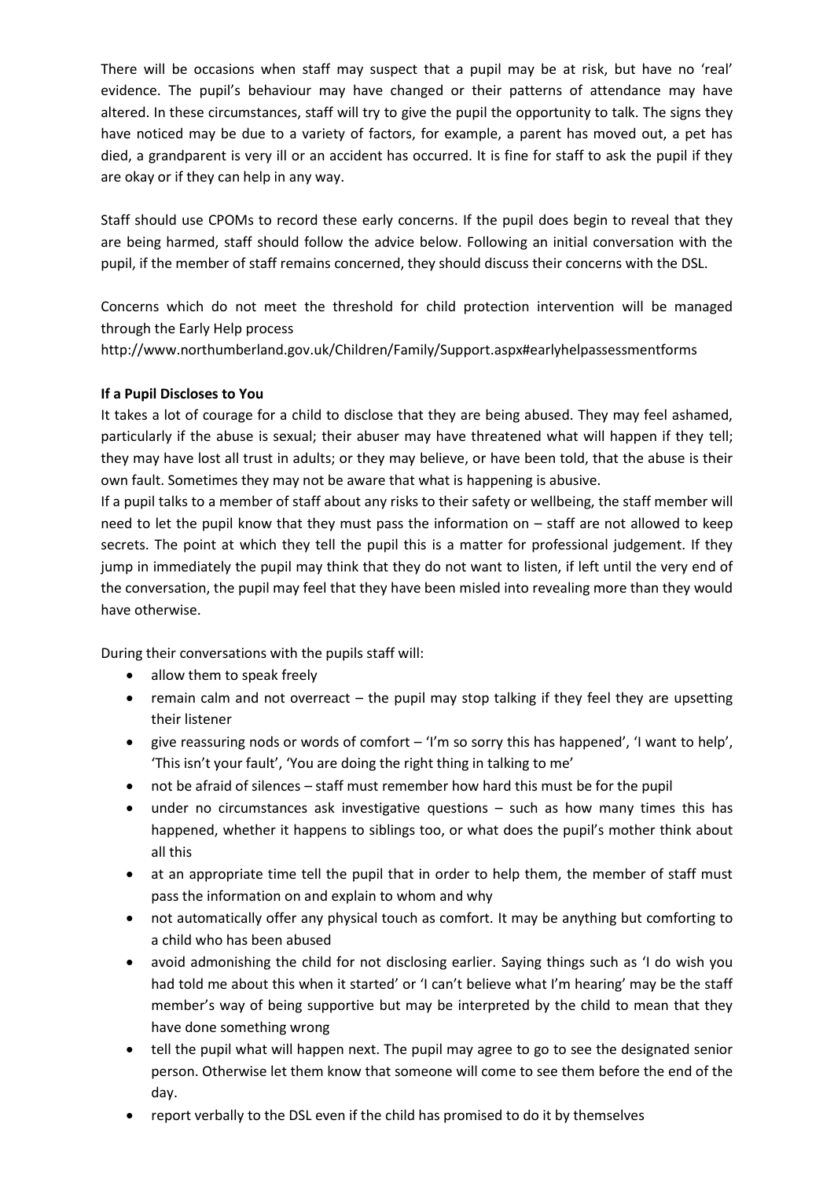There will be occasions when staff may suspect that a pupil may be at risk, but have no 'real' evidence. The pupil's behaviour may have changed or their patterns of attendance may have altered. In these circumstances, staff will try to give the pupil the opportunity to talk. The signs they have noticed may be due to a variety of factors, for example, a parent has moved out, a pet has died, a grandparent is very ill or an accident has occurred. It is fine for staff to ask the pupil if they are okay or if they can help in any way.

Staff should use CPOMs to record these early concerns. If the pupil does begin to reveal that they are being harmed, staff should follow the advice below. Following an initial conversation with the pupil, if the member of staff remains concerned, they should discuss their concerns with the DSL.

Concerns which do not meet the threshold for child protection intervention will be managed through the Early Help process
http://www.northumberland.gov.uk/Children/Family/Support.aspx#earlyhelpassessmentforms

**If a Pupil Discloses to You**

It takes a lot of courage for a child to disclose that they are being abused. They may feel ashamed, particularly if the abuse is sexual; their abuser may have threatened what will happen if they tell; they may have lost all trust in adults; or they may believe, or have been told, that the abuse is their own fault. Sometimes they may not be aware that what is happening is abusive.

If a pupil talks to a member of staff about any risks to their safety or wellbeing, the staff member will need to let the pupil know that they must pass the information on – staff are not allowed to keep secrets. The point at which they tell the pupil this is a matter for professional judgement. If they jump in immediately the pupil may think that they do not want to listen, if left until the very end of the conversation, the pupil may feel that they have been misled into revealing more than they would have otherwise.

During their conversations with the pupils staff will:

- allow them to speak freely
- remain calm and not overreact – the pupil may stop talking if they feel they are upsetting their listener
- give reassuring nods or words of comfort – 'I'm so sorry this has happened', 'I want to help', 'This isn't your fault', 'You are doing the right thing in talking to me'
- not be afraid of silences – staff must remember how hard this must be for the pupil
- under no circumstances ask investigative questions – such as how many times this has happened, whether it happens to siblings too, or what does the pupil's mother think about all this
- at an appropriate time tell the pupil that in order to help them, the member of staff must pass the information on and explain to whom and why
- not automatically offer any physical touch as comfort. It may be anything but comforting to a child who has been abused
- avoid admonishing the child for not disclosing earlier. Saying things such as 'I do wish you had told me about this when it started' or 'I can't believe what I'm hearing' may be the staff member's way of being supportive but may be interpreted by the child to mean that they have done something wrong
- tell the pupil what will happen next. The pupil may agree to go to see the designated senior person. Otherwise let them know that someone will come to see them before the end of the day.
- report verbally to the DSL even if the child has promised to do it by themselves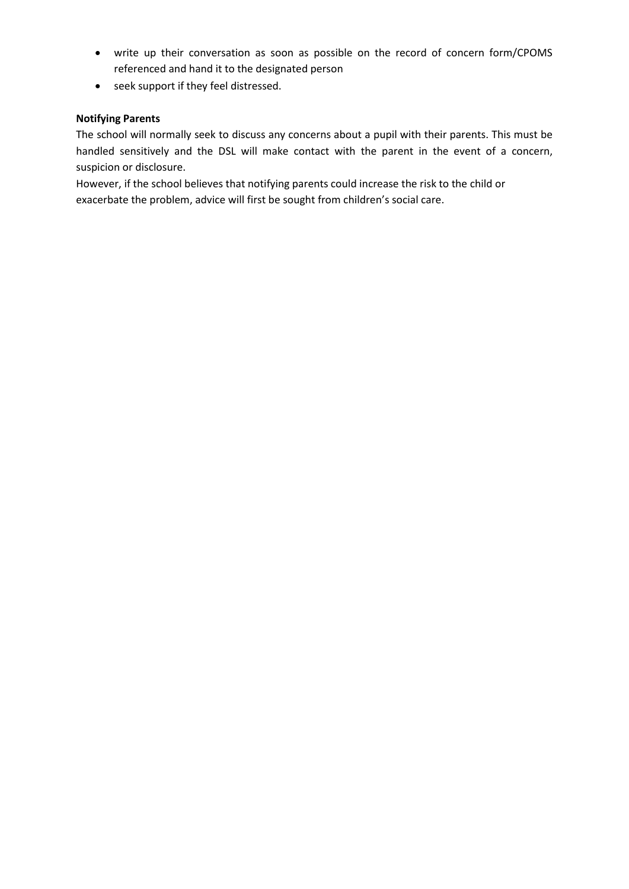- write up their conversation as soon as possible on the record of concern form/CPOMS referenced and hand it to the designated person
- seek support if they feel distressed.

**Notifying Parents**

The school will normally seek to discuss any concerns about a pupil with their parents. This must be handled sensitively and the DSL will make contact with the parent in the event of a concern, suspicion or disclosure.

However, if the school believes that notifying parents could increase the risk to the child or exacerbate the problem, advice will first be sought from children's social care.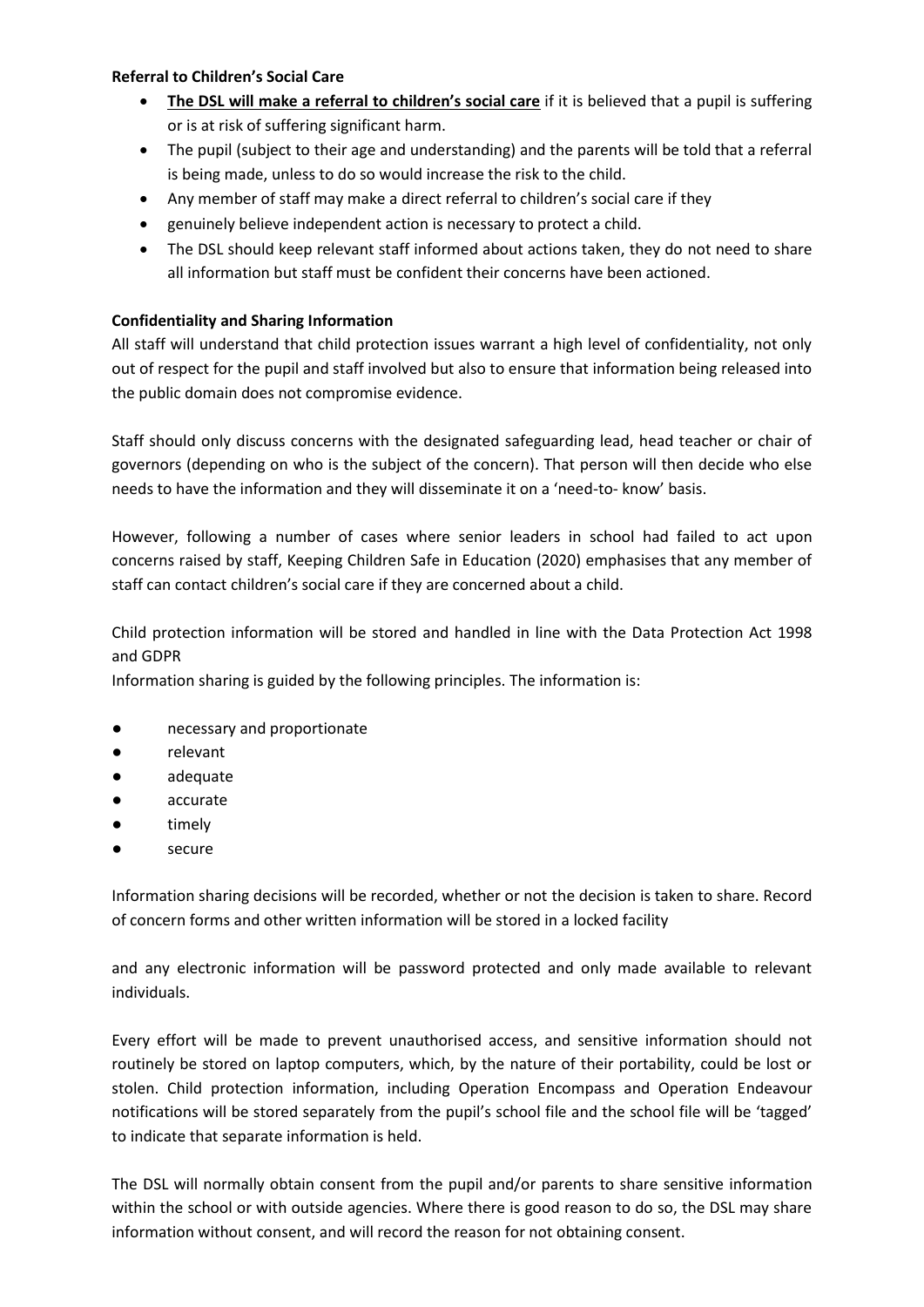**Referral to Children's Social Care**

- **The DSL will make a referral to children's social care** if it is believed that a pupil is suffering or is at risk of suffering significant harm.
- The pupil (subject to their age and understanding) and the parents will be told that a referral is being made, unless to do so would increase the risk to the child.
- Any member of staff may make a direct referral to children's social care if they
- genuinely believe independent action is necessary to protect a child.
- The DSL should keep relevant staff informed about actions taken, they do not need to share all information but staff must be confident their concerns have been actioned.

**Confidentiality and Sharing Information**

All staff will understand that child protection issues warrant a high level of confidentiality, not only out of respect for the pupil and staff involved but also to ensure that information being released into the public domain does not compromise evidence.

Staff should only discuss concerns with the designated safeguarding lead, head teacher or chair of governors (depending on who is the subject of the concern). That person will then decide who else needs to have the information and they will disseminate it on a 'need-to- know' basis.

However, following a number of cases where senior leaders in school had failed to act upon concerns raised by staff, Keeping Children Safe in Education (2020) emphasises that any member of staff can contact children's social care if they are concerned about a child.

Child protection information will be stored and handled in line with the Data Protection Act 1998 and GDPR

Information sharing is guided by the following principles. The information is:

- necessary and proportionate
- relevant
- adequate
- accurate
- timely
- secure

Information sharing decisions will be recorded, whether or not the decision is taken to share. Record of concern forms and other written information will be stored in a locked facility

and any electronic information will be password protected and only made available to relevant individuals.

Every effort will be made to prevent unauthorised access, and sensitive information should not routinely be stored on laptop computers, which, by the nature of their portability, could be lost or stolen. Child protection information, including Operation Encompass and Operation Endeavour notifications will be stored separately from the pupil's school file and the school file will be 'tagged' to indicate that separate information is held.

The DSL will normally obtain consent from the pupil and/or parents to share sensitive information within the school or with outside agencies. Where there is good reason to do so, the DSL may share information without consent, and will record the reason for not obtaining consent.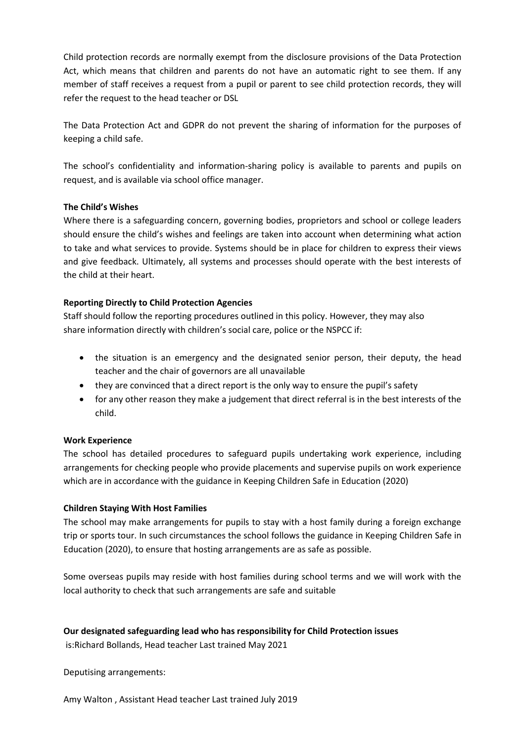Child protection records are normally exempt from the disclosure provisions of the Data Protection Act, which means that children and parents do not have an automatic right to see them. If any member of staff receives a request from a pupil or parent to see child protection records, they will refer the request to the head teacher or DSL

The Data Protection Act and GDPR do not prevent the sharing of information for the purposes of keeping a child safe.

The school's confidentiality and information-sharing policy is available to parents and pupils on request, and is available via school office manager.

**The Child's Wishes**

Where there is a safeguarding concern, governing bodies, proprietors and school or college leaders should ensure the child's wishes and feelings are taken into account when determining what action to take and what services to provide. Systems should be in place for children to express their views and give feedback. Ultimately, all systems and processes should operate with the best interests of the child at their heart.

**Reporting Directly to Child Protection Agencies**

Staff should follow the reporting procedures outlined in this policy. However, they may also share information directly with children's social care, police or the NSPCC if:

- the situation is an emergency and the designated senior person, their deputy, the head teacher and the chair of governors are all unavailable
- they are convinced that a direct report is the only way to ensure the pupil's safety
- for any other reason they make a judgement that direct referral is in the best interests of the child.

**Work Experience**

The school has detailed procedures to safeguard pupils undertaking work experience, including arrangements for checking people who provide placements and supervise pupils on work experience which are in accordance with the guidance in Keeping Children Safe in Education (2020)

**Children Staying With Host Families**

The school may make arrangements for pupils to stay with a host family during a foreign exchange trip or sports tour. In such circumstances the school follows the guidance in Keeping Children Safe in Education (2020), to ensure that hosting arrangements are as safe as possible.

Some overseas pupils may reside with host families during school terms and we will work with the local authority to check that such arrangements are safe and suitable

**Our designated safeguarding lead who has responsibility for Child Protection issues**
is:Richard Bollands, Head teacher Last trained May 2021

Deputising arrangements:

Amy Walton , Assistant Head teacher Last trained July 2019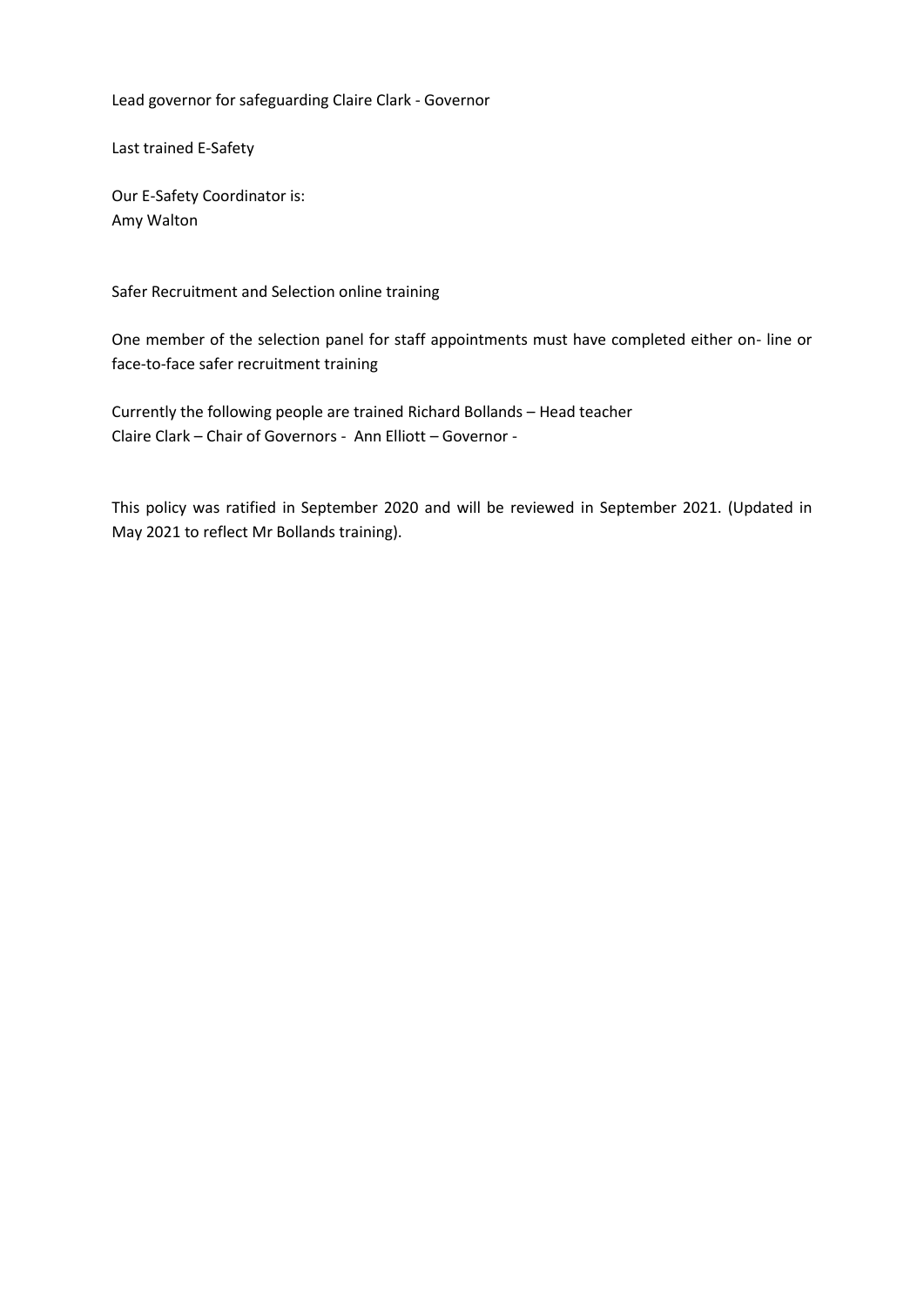Lead governor for safeguarding Claire Clark - Governor

Last trained E-Safety

Our E-Safety Coordinator is:
Amy Walton

Safer Recruitment and Selection online training

One member of the selection panel for staff appointments must have completed either on- line or face-to-face safer recruitment training

Currently the following people are trained Richard Bollands – Head teacher
Claire Clark – Chair of Governors - Ann Elliott – Governor -

This policy was ratified in September 2020 and will be reviewed in September 2021. (Updated in May 2021 to reflect Mr Bollands training).